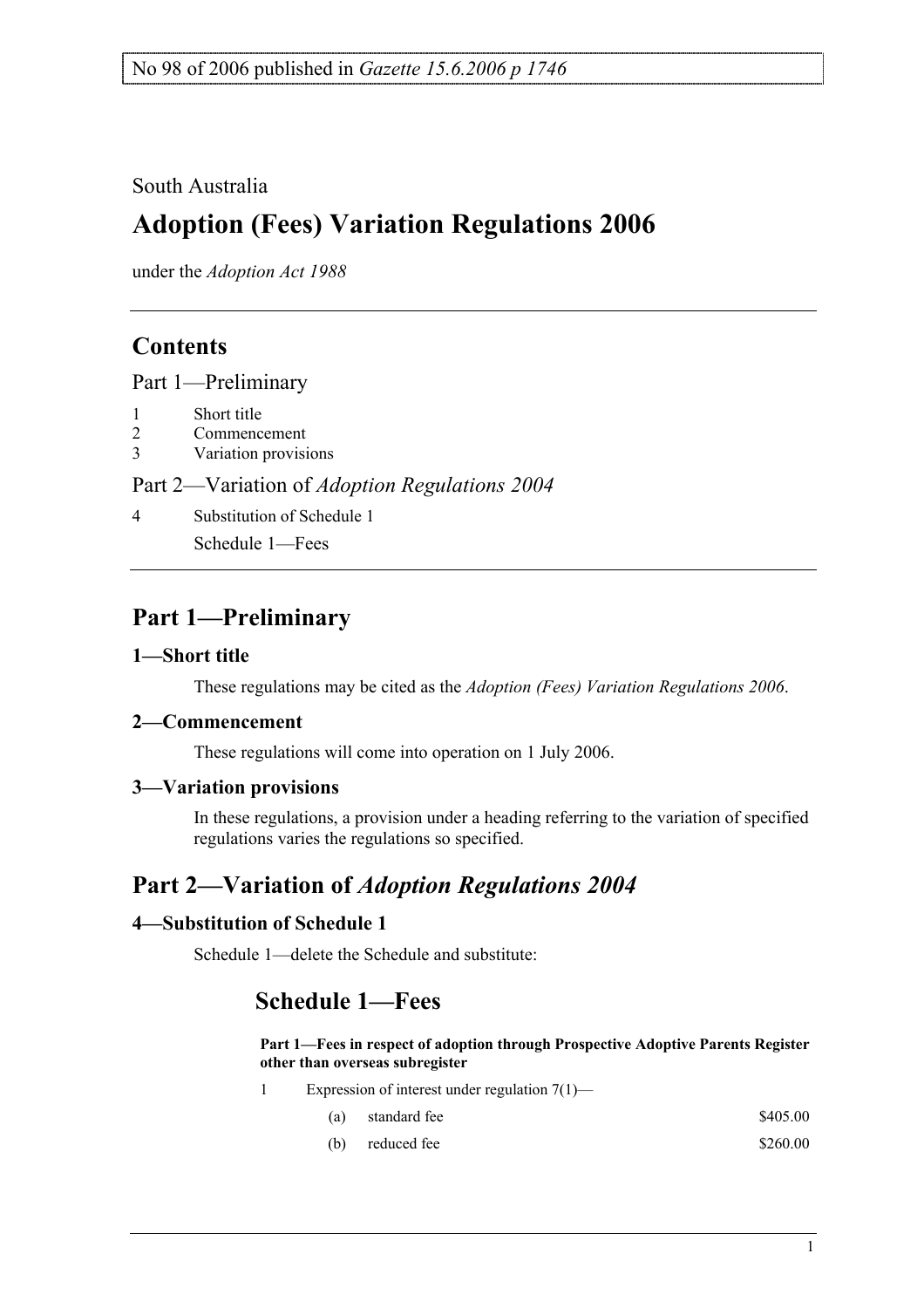No 98 of 2006 published in *Gazette 15.6.2006 p 1746*

South Australia

# Adoption (Fees) Variation Regulations 2006

under the *Adoption Act 1988*

## Contents

Part 1—Preliminary

1 Short title
2 Commencement
3 Variation provisions

Part 2—Variation of *Adoption Regulations 2004*

4 Substitution of Schedule 1

Schedule 1—Fees

## Part 1—Preliminary

### 1—Short title

These regulations may be cited as the *Adoption (Fees) Variation Regulations 2006*.

### 2—Commencement

These regulations will come into operation on 1 July 2006.

### 3—Variation provisions

In these regulations, a provision under a heading referring to the variation of specified regulations varies the regulations so specified.

## Part 2—Variation of *Adoption Regulations 2004*

### 4—Substitution of Schedule 1

Schedule 1—delete the Schedule and substitute:

## Schedule 1—Fees

**Part 1—Fees in respect of adoption through Prospective Adoptive Parents Register other than overseas subregister**

1 Expression of interest under regulation 7(1)—

| | | |
|---|---|---|
| (a) | standard fee | $405.00 |
| (b) | reduced fee | $260.00 |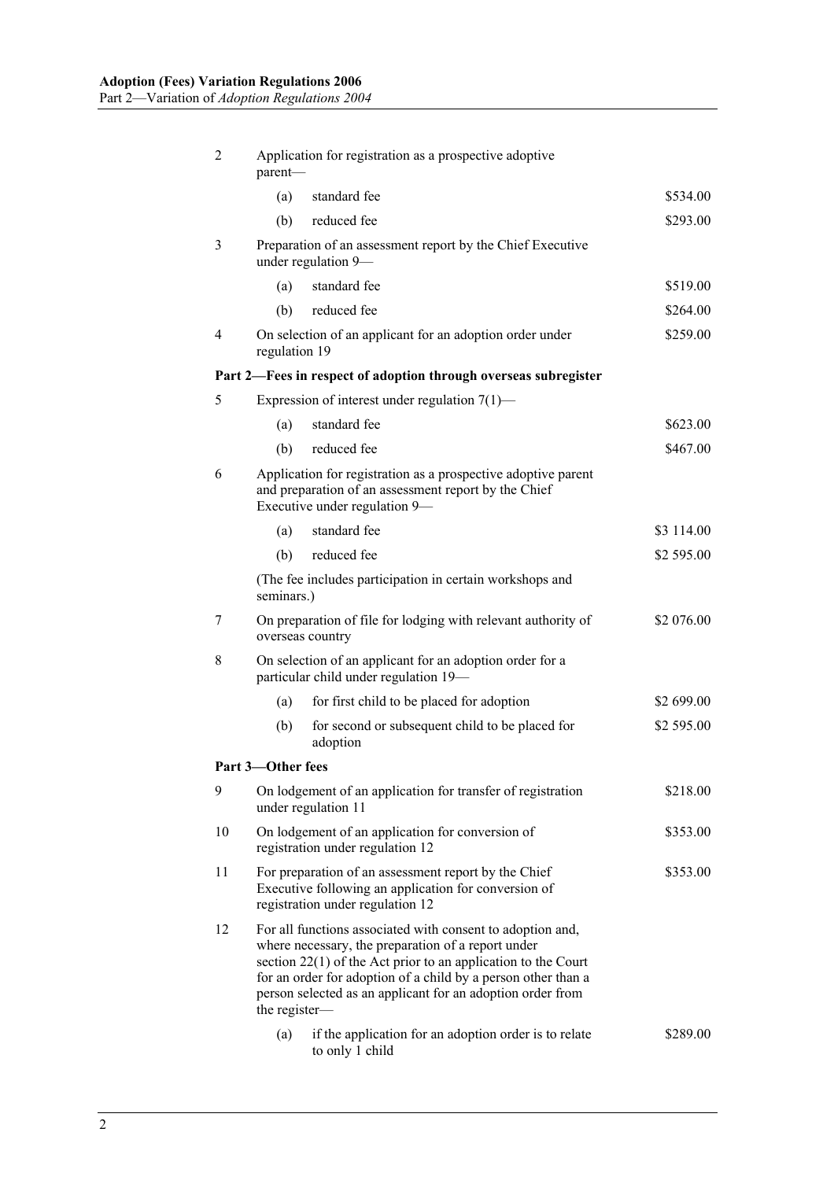| | | | |
|---|---|---|---|
| 2 | Application for registration as a prospective adoptive parent— | | |
| | (a) | standard fee | $534.00 |
| | (b) | reduced fee | $293.00 |
| 3 | Preparation of an assessment report by the Chief Executive under regulation 9— | | |
| | (a) | standard fee | $519.00 |
| | (b) | reduced fee | $264.00 |
| 4 | On selection of an applicant for an adoption order under regulation 19 | | $259.00 |
| **Part 2—Fees in respect of adoption through overseas subregister** | | | |
| 5 | Expression of interest under regulation 7(1)— | | |
| | (a) | standard fee | $623.00 |
| | (b) | reduced fee | $467.00 |
| 6 | Application for registration as a prospective adoptive parent and preparation of an assessment report by the Chief Executive under regulation 9— | | |
| | (a) | standard fee | $3 114.00 |
| | (b) | reduced fee | $2 595.00 |
| | (The fee includes participation in certain workshops and seminars.) | | |
| 7 | On preparation of file for lodging with relevant authority of overseas country | | $2 076.00 |
| 8 | On selection of an applicant for an adoption order for a particular child under regulation 19— | | |
| | (a) | for first child to be placed for adoption | $2 699.00 |
| | (b) | for second or subsequent child to be placed for adoption | $2 595.00 |
| **Part 3—Other fees** | | | |
| 9 | On lodgement of an application for transfer of registration under regulation 11 | | $218.00 |
| 10 | On lodgement of an application for conversion of registration under regulation 12 | | $353.00 |
| 11 | For preparation of an assessment report by the Chief Executive following an application for conversion of registration under regulation 12 | | $353.00 |
| 12 | For all functions associated with consent to adoption and, where necessary, the preparation of a report under section 22(1) of the Act prior to an application to the Court for an order for adoption of a child by a person other than a person selected as an applicant for an adoption order from the register— | | |
| | (a) | if the application for an adoption order is to relate to only 1 child | $289.00 |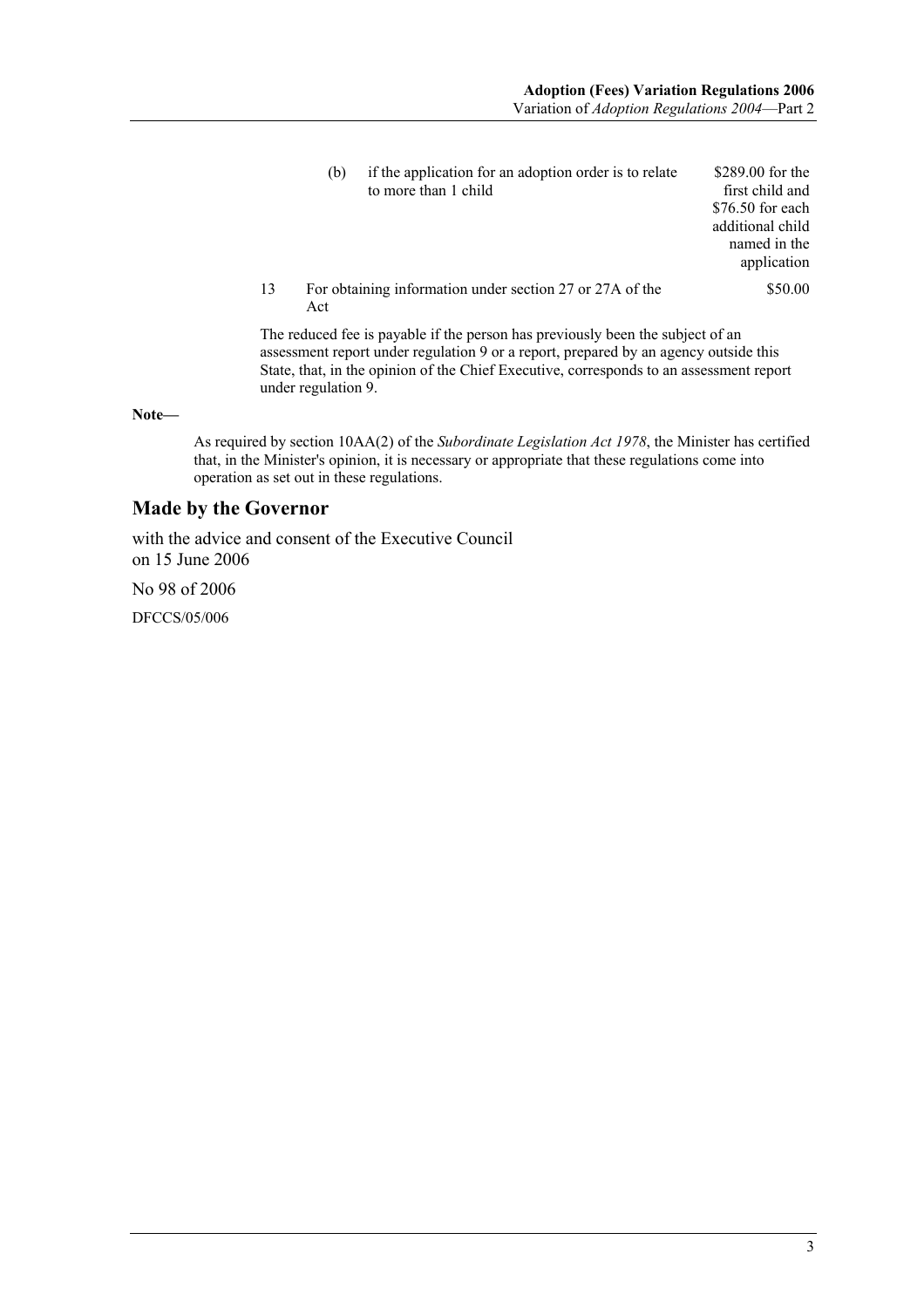| | | | |
|---|---|---|---|
| | (b) | if the application for an adoption order is to relate to more than 1 child | \$289.00 for the first child and \$76.50 for each additional child named in the application |
| 13 | | For obtaining information under section 27 or 27A of the Act | \$50.00 |

The reduced fee is payable if the person has previously been the subject of an assessment report under regulation 9 or a report, prepared by an agency outside this State, that, in the opinion of the Chief Executive, corresponds to an assessment report under regulation 9.

**Note—**

As required by section 10AA(2) of the *Subordinate Legislation Act 1978*, the Minister has certified that, in the Minister's opinion, it is necessary or appropriate that these regulations come into operation as set out in these regulations.

## Made by the Governor

with the advice and consent of the Executive Council on 15 June 2006

No 98 of 2006

DFCCS/05/006